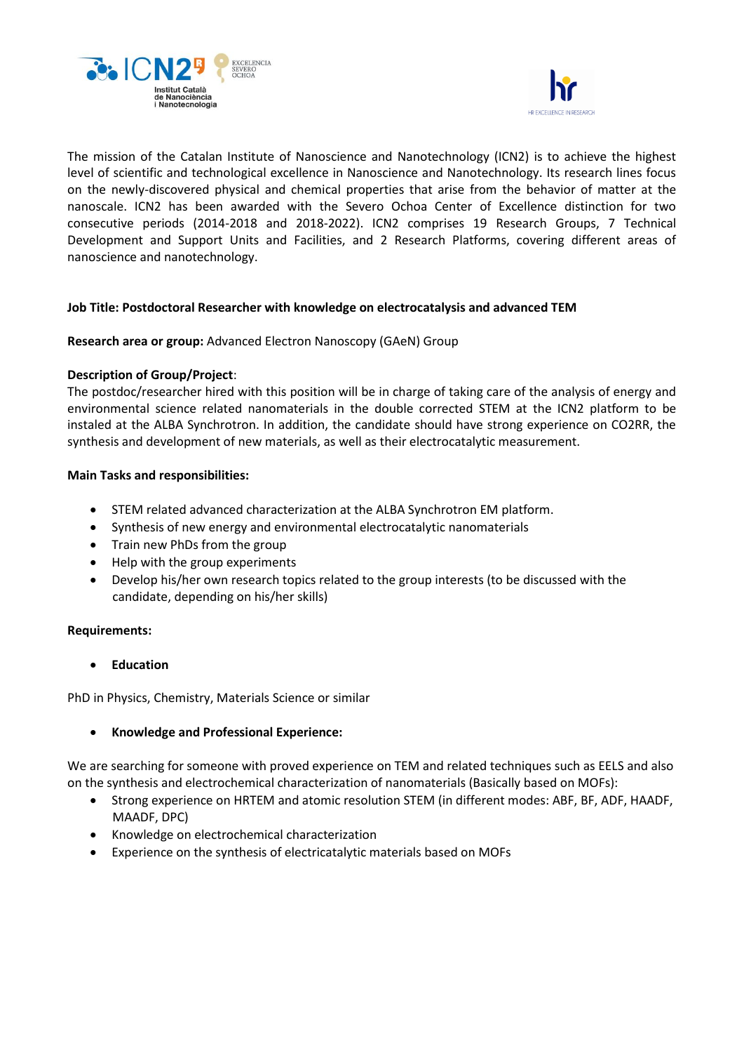The mission of the Catalan Institute of Nanoscience and Nanotechnology (ICN2) is to achieve the highest level of scientific and technological excellence in Nanoscience and Nanotechnology. Its research lines focus on the newly-discovered physical and chemical properties that arise from the behavior of matter at the nanoscale. ICN2 has been awarded with the Severo Ochoa Center of Excellence distinction for two consecutive periods (2014-2018 and 2018-2022). ICN2 comprises 19 Research Groups, 7 Technical Development and Support Units and Facilities, and 2 Research Platforms, covering different areas of nanoscience and nanotechnology.

**Job Title: Postdoctoral Researcher with knowledge on electrocatalysis and advanced TEM**

**Research area or group:** Advanced Electron Nanoscopy (GAeN) Group

**Description of Group/Project**:
The postdoc/researcher hired with this position will be in charge of taking care of the analysis of energy and environmental science related nanomaterials in the double corrected STEM at the ICN2 platform to be instaled at the ALBA Synchrotron. In addition, the candidate should have strong experience on CO2RR, the synthesis and development of new materials, as well as their electrocatalytic measurement.

**Main Tasks and responsibilities:**

- STEM related advanced characterization at the ALBA Synchrotron EM platform.
- Synthesis of new energy and environmental electrocatalytic nanomaterials
- Train new PhDs from the group
- Help with the group experiments
- Develop his/her own research topics related to the group interests (to be discussed with the candidate, depending on his/her skills)

**Requirements:**

- **Education**

PhD in Physics, Chemistry, Materials Science or similar

- **Knowledge and Professional Experience:**

We are searching for someone with proved experience on TEM and related techniques such as EELS and also on the synthesis and electrochemical characterization of nanomaterials (Basically based on MOFs):

- Strong experience on HRTEM and atomic resolution STEM (in different modes: ABF, BF, ADF, HAADF, MAADF, DPC)
- Knowledge on electrochemical characterization
- Experience on the synthesis of electricatalytic materials based on MOFs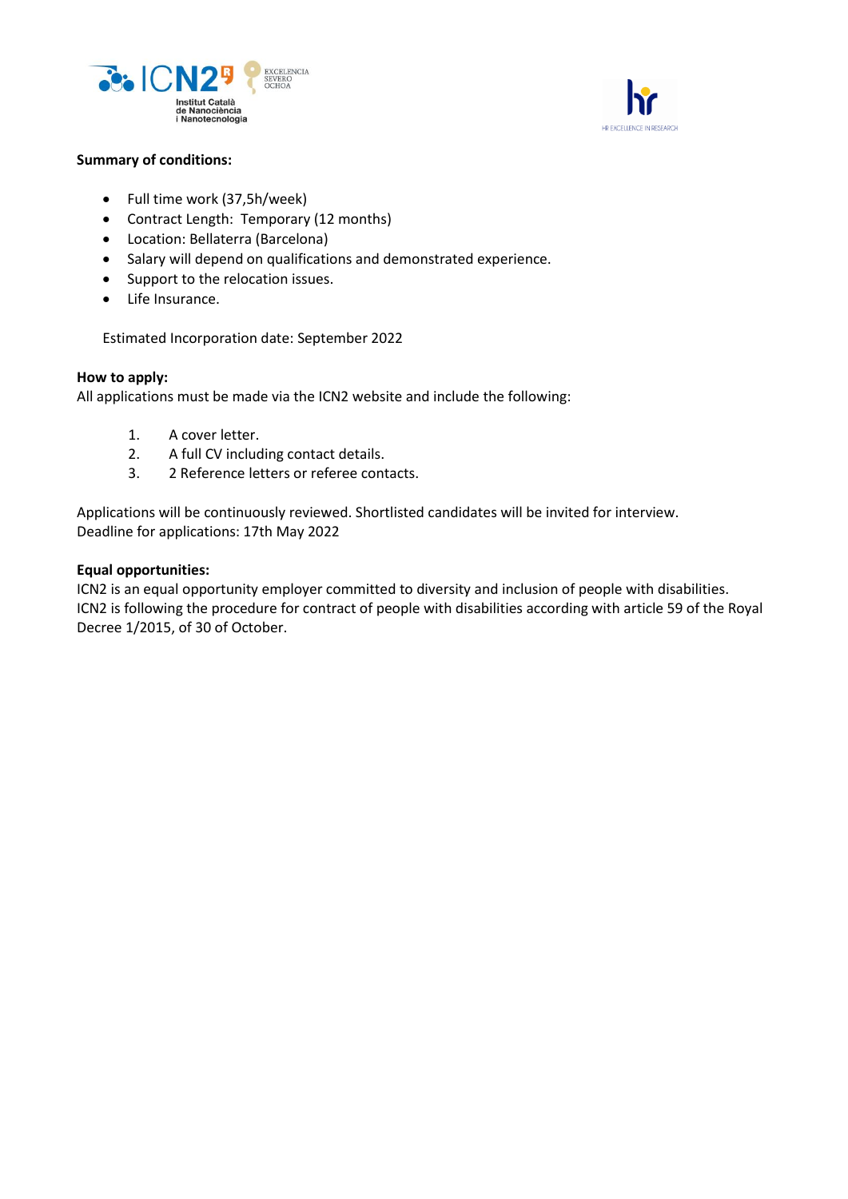**Summary of conditions:**

- Full time work (37,5h/week)
- Contract Length: Temporary (12 months)
- Location: Bellaterra (Barcelona)
- Salary will depend on qualifications and demonstrated experience.
- Support to the relocation issues.
- Life Insurance.

Estimated Incorporation date: September 2022

**How to apply:**
All applications must be made via the ICN2 website and include the following:

1. A cover letter.
2. A full CV including contact details.
3. 2 Reference letters or referee contacts.

Applications will be continuously reviewed. Shortlisted candidates will be invited for interview.
Deadline for applications: 17th May 2022

**Equal opportunities:**
ICN2 is an equal opportunity employer committed to diversity and inclusion of people with disabilities. ICN2 is following the procedure for contract of people with disabilities according with article 59 of the Royal Decree 1/2015, of 30 of October.